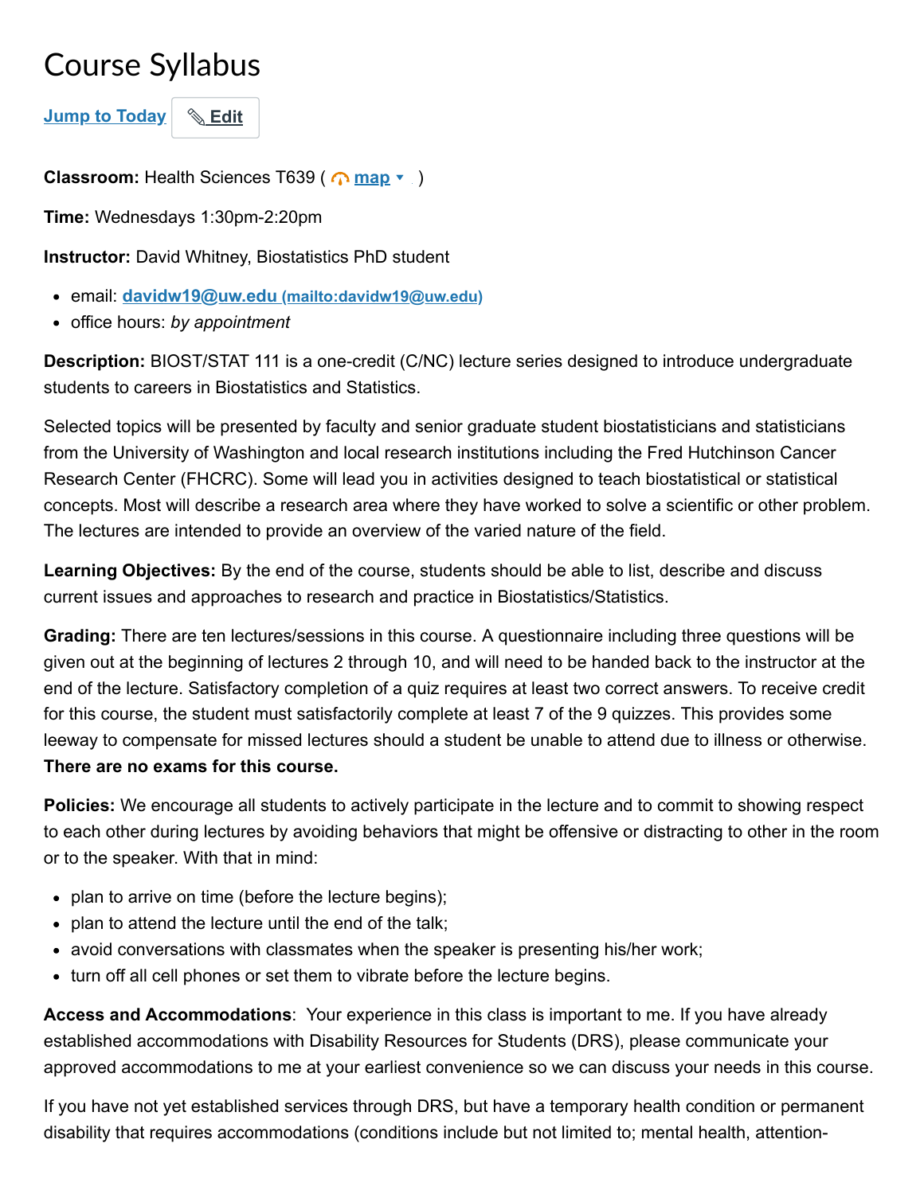# Course Syllabus

Jump to Today | Edit

**Classroom:** Health Sciences T639 ( map )

**Time:** Wednesdays 1:30pm-2:20pm

**Instructor:** David Whitney, Biostatistics PhD student

- email: davidw19@uw.edu (mailto:davidw19@uw.edu)
- office hours: *by appointment*

**Description:** BIOST/STAT 111 is a one-credit (C/NC) lecture series designed to introduce undergraduate students to careers in Biostatistics and Statistics.

Selected topics will be presented by faculty and senior graduate student biostatisticians and statisticians from the University of Washington and local research institutions including the Fred Hutchinson Cancer Research Center (FHCRC). Some will lead you in activities designed to teach biostatistical or statistical concepts. Most will describe a research area where they have worked to solve a scientific or other problem. The lectures are intended to provide an overview of the varied nature of the field.

**Learning Objectives:** By the end of the course, students should be able to list, describe and discuss current issues and approaches to research and practice in Biostatistics/Statistics.

**Grading:** There are ten lectures/sessions in this course. A questionnaire including three questions will be given out at the beginning of lectures 2 through 10, and will need to be handed back to the instructor at the end of the lecture. Satisfactory completion of a quiz requires at least two correct answers. To receive credit for this course, the student must satisfactorily complete at least 7 of the 9 quizzes. This provides some leeway to compensate for missed lectures should a student be unable to attend due to illness or otherwise. **There are no exams for this course.**

**Policies:** We encourage all students to actively participate in the lecture and to commit to showing respect to each other during lectures by avoiding behaviors that might be offensive or distracting to other in the room or to the speaker. With that in mind:

- plan to arrive on time (before the lecture begins);
- plan to attend the lecture until the end of the talk;
- avoid conversations with classmates when the speaker is presenting his/her work;
- turn off all cell phones or set them to vibrate before the lecture begins.

**Access and Accommodations**: Your experience in this class is important to me. If you have already established accommodations with Disability Resources for Students (DRS), please communicate your approved accommodations to me at your earliest convenience so we can discuss your needs in this course.

If you have not yet established services through DRS, but have a temporary health condition or permanent disability that requires accommodations (conditions include but not limited to; mental health, attention-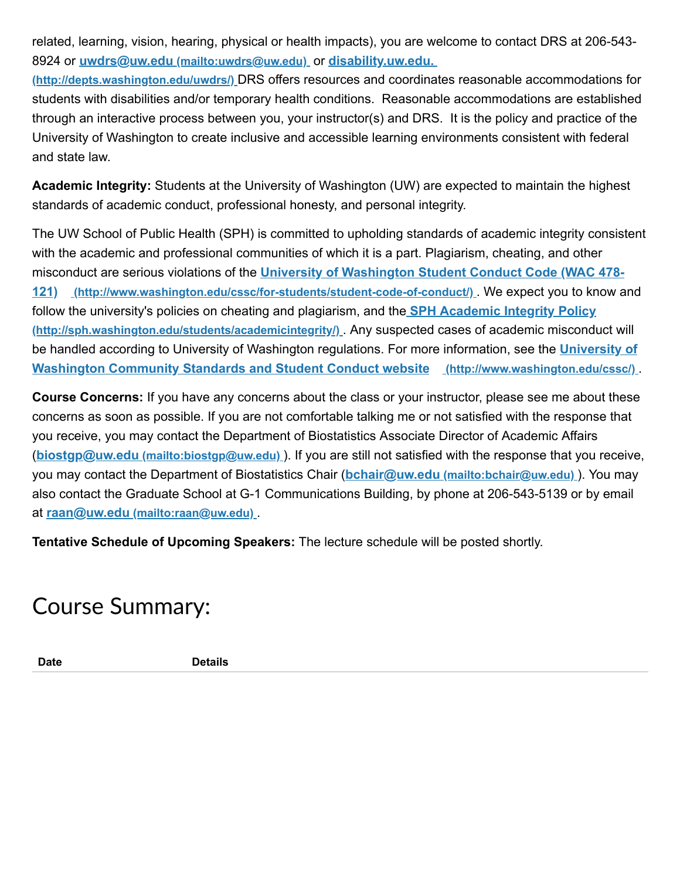related, learning, vision, hearing, physical or health impacts), you are welcome to contact DRS at 206-543-8924 or **[uwdrs@uw.edu](mailto:uwdrs@uw.edu)** or **[disability.uw.edu.](http://depts.washington.edu/uwdrs/)** DRS offers resources and coordinates reasonable accommodations for students with disabilities and/or temporary health conditions. Reasonable accommodations are established through an interactive process between you, your instructor(s) and DRS. It is the policy and practice of the University of Washington to create inclusive and accessible learning environments consistent with federal and state law.

**Academic Integrity:** Students at the University of Washington (UW) are expected to maintain the highest standards of academic conduct, professional honesty, and personal integrity.

The UW School of Public Health (SPH) is committed to upholding standards of academic integrity consistent with the academic and professional communities of which it is a part. Plagiarism, cheating, and other misconduct are serious violations of the **[University of Washington Student Conduct Code (WAC 478-121)](http://www.washington.edu/cssc/for-students/student-code-of-conduct/)**. We expect you to know and follow the university's policies on cheating and plagiarism, and the **[SPH Academic Integrity Policy](http://sph.washington.edu/students/academicintegrity/)**. Any suspected cases of academic misconduct will be handled according to University of Washington regulations. For more information, see the **[University of Washington Community Standards and Student Conduct website](http://www.washington.edu/cssc/)**.

**Course Concerns:** If you have any concerns about the class or your instructor, please see me about these concerns as soon as possible. If you are not comfortable talking me or not satisfied with the response that you receive, you may contact the Department of Biostatistics Associate Director of Academic Affairs (**[biostgp@uw.edu](mailto:biostgp@uw.edu)**). If you are still not satisfied with the response that you receive, you may contact the Department of Biostatistics Chair (**[bchair@uw.edu](mailto:bchair@uw.edu)**). You may also contact the Graduate School at G-1 Communications Building, by phone at 206-543-5139 or by email at **[raan@uw.edu](mailto:raan@uw.edu)**.

**Tentative Schedule of Upcoming Speakers:** The lecture schedule will be posted shortly.

# Course Summary:

| Date | Details |
| --- | --- |